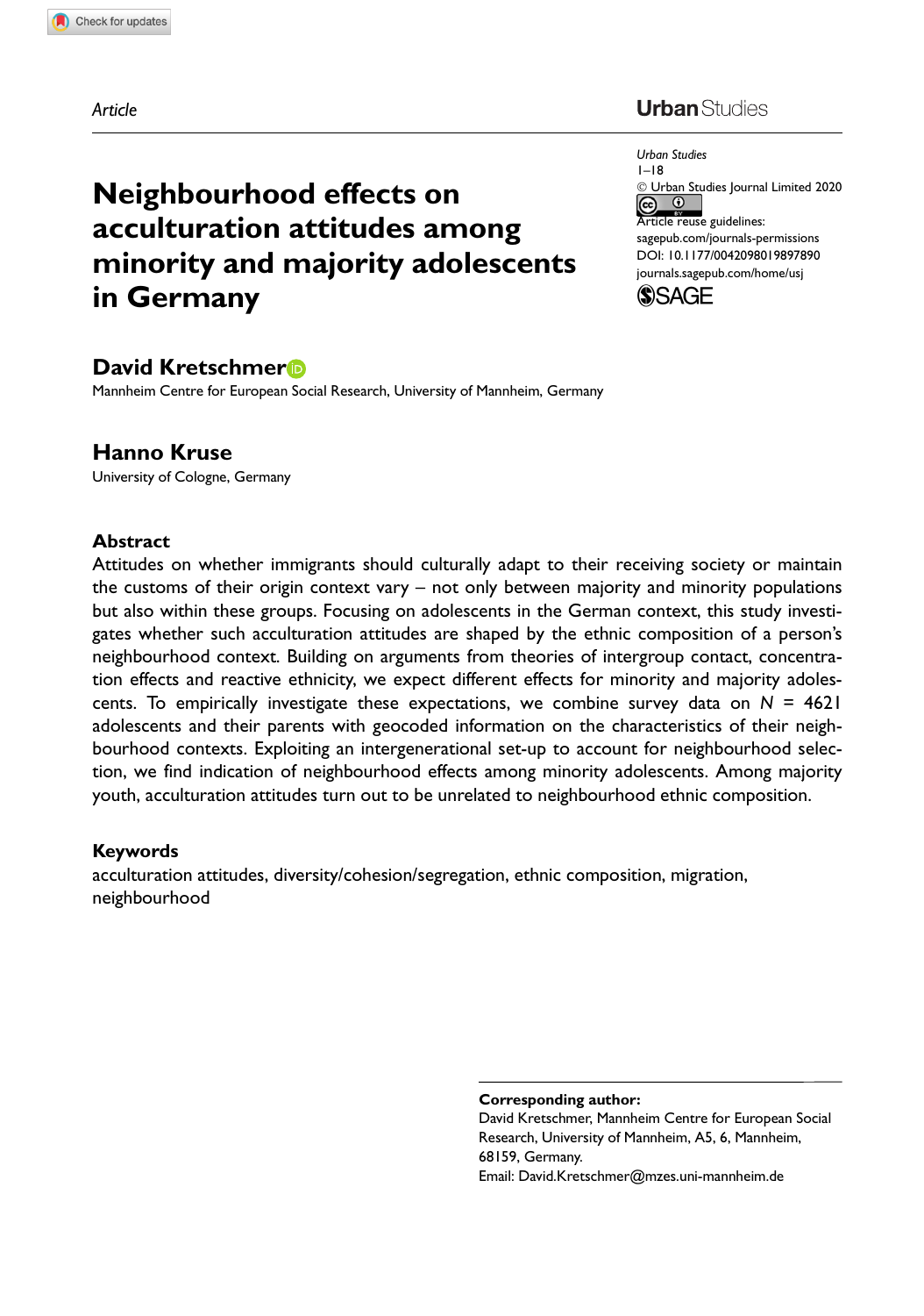*Article*

# Neighbourhood effects on acculturation attitudes among minority and majority adolescents in Germany

*Urban Studies*
1–18
© Urban Studies Journal Limited 2020
Article reuse guidelines:
sagepub.com/journals-permissions
DOI: 10.1177/0042098019897890
journals.sagepub.com/home/usj

**David Kretschmer**
Mannheim Centre for European Social Research, University of Mannheim, Germany

**Hanno Kruse**
University of Cologne, Germany

## Abstract

Attitudes on whether immigrants should culturally adapt to their receiving society or maintain the customs of their origin context vary – not only between majority and minority populations but also within these groups. Focusing on adolescents in the German context, this study investigates whether such acculturation attitudes are shaped by the ethnic composition of a person's neighbourhood context. Building on arguments from theories of intergroup contact, concentration effects and reactive ethnicity, we expect different effects for minority and majority adolescents. To empirically investigate these expectations, we combine survey data on $N$ = 4621 adolescents and their parents with geocoded information on the characteristics of their neighbourhood contexts. Exploiting an intergenerational set-up to account for neighbourhood selection, we find indication of neighbourhood effects among minority adolescents. Among majority youth, acculturation attitudes turn out to be unrelated to neighbourhood ethnic composition.

## Keywords

acculturation attitudes, diversity/cohesion/segregation, ethnic composition, migration, neighbourhood

**Corresponding author:**
David Kretschmer, Mannheim Centre for European Social Research, University of Mannheim, A5, 6, Mannheim, 68159, Germany.
Email: David.Kretschmer@mzes.uni-mannheim.de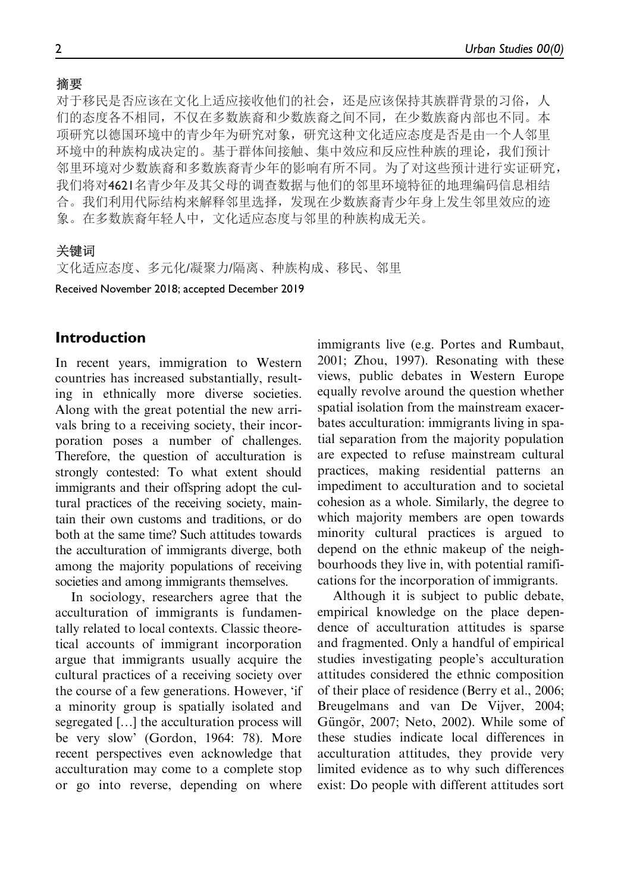## 摘要

对于移民是否应该在文化上适应接收他们的社会，还是应该保持其族群背景的习俗，人们的态度各不相同，不仅在多数族裔和少数族裔之间不同，在少数族裔内部也不同。本项研究以德国环境中的青少年为研究对象，研究这种文化适应态度是否是由一个人邻里环境中的种族构成决定的。基于群体间接触、集中效应和反应性种族的理论，我们预计邻里环境对少数族裔和多数族裔青少年的影响有所不同。为了对这些预计进行实证研究，我们将对4621名青少年及其父母的调查数据与他们的邻里环境特征的地理编码信息相结合。我们利用代际结构来解释邻里选择，发现在少数族裔青少年身上发生邻里效应的迹象。在多数族裔年轻人中，文化适应态度与邻里的种族构成无关。

## 关键词

文化适应态度、多元化/凝聚力/隔离、种族构成、移民、邻里

Received November 2018; accepted December 2019

## Introduction

In recent years, immigration to Western countries has increased substantially, resulting in ethnically more diverse societies. Along with the great potential the new arrivals bring to a receiving society, their incorporation poses a number of challenges. Therefore, the question of acculturation is strongly contested: To what extent should immigrants and their offspring adopt the cultural practices of the receiving society, maintain their own customs and traditions, or do both at the same time? Such attitudes towards the acculturation of immigrants diverge, both among the majority populations of receiving societies and among immigrants themselves.

In sociology, researchers agree that the acculturation of immigrants is fundamentally related to local contexts. Classic theoretical accounts of immigrant incorporation argue that immigrants usually acquire the cultural practices of a receiving society over the course of a few generations. However, 'if a minority group is spatially isolated and segregated […] the acculturation process will be very slow' (Gordon, 1964: 78). More recent perspectives even acknowledge that acculturation may come to a complete stop or go into reverse, depending on where immigrants live (e.g. Portes and Rumbaut, 2001; Zhou, 1997). Resonating with these views, public debates in Western Europe equally revolve around the question whether spatial isolation from the mainstream exacerbates acculturation: immigrants living in spatial separation from the majority population are expected to refuse mainstream cultural practices, making residential patterns an impediment to acculturation and to societal cohesion as a whole. Similarly, the degree to which majority members are open towards minority cultural practices is argued to depend on the ethnic makeup of the neighbourhoods they live in, with potential ramifications for the incorporation of immigrants.

Although it is subject to public debate, empirical knowledge on the place dependence of acculturation attitudes is sparse and fragmented. Only a handful of empirical studies investigating people's acculturation attitudes considered the ethnic composition of their place of residence (Berry et al., 2006; Breugelmans and van De Vijver, 2004; Güngör, 2007; Neto, 2002). While some of these studies indicate local differences in acculturation attitudes, they provide very limited evidence as to why such differences exist: Do people with different attitudes sort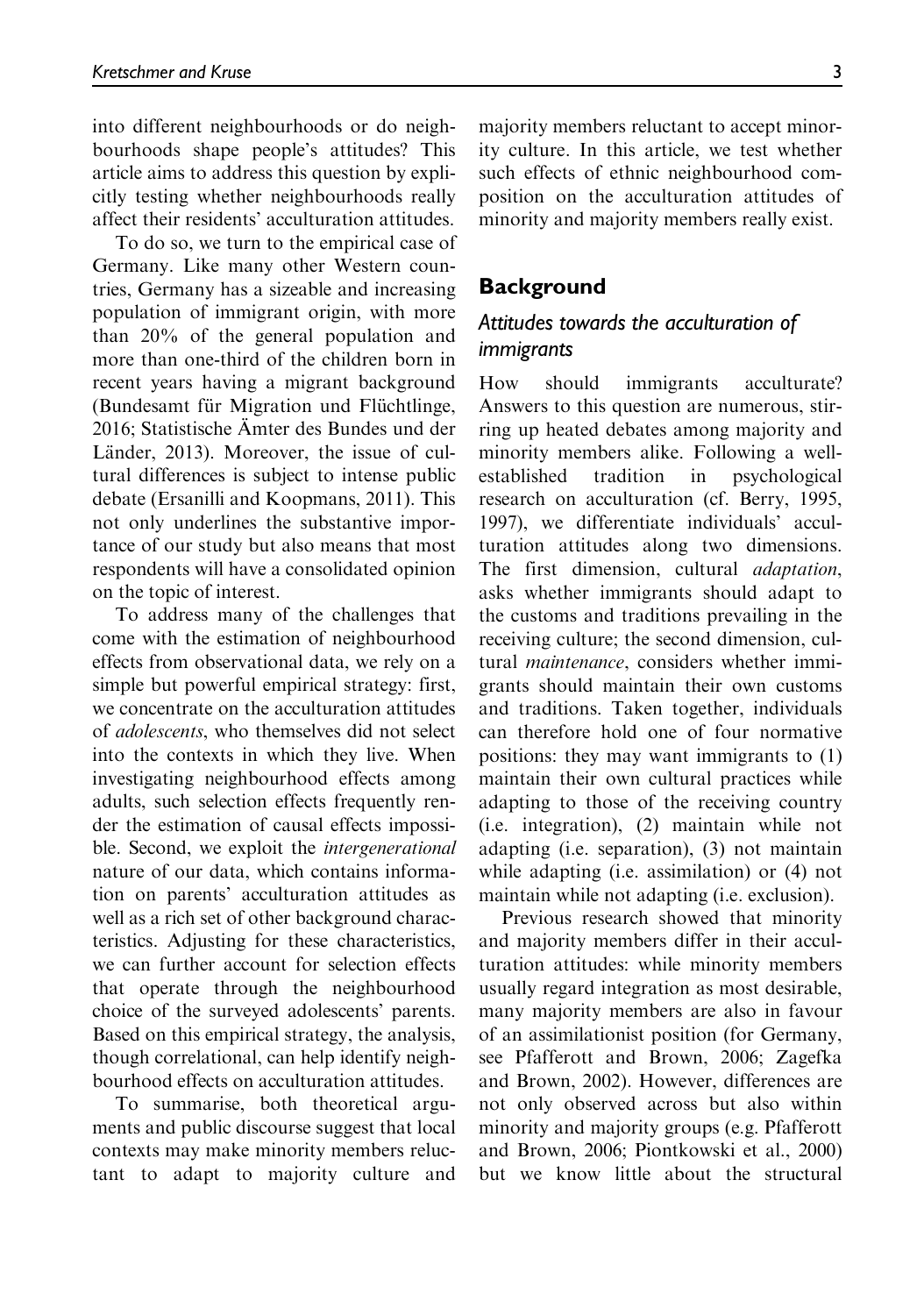into different neighbourhoods or do neighbourhoods shape people's attitudes? This article aims to address this question by explicitly testing whether neighbourhoods really affect their residents' acculturation attitudes.

To do so, we turn to the empirical case of Germany. Like many other Western countries, Germany has a sizeable and increasing population of immigrant origin, with more than 20% of the general population and more than one-third of the children born in recent years having a migrant background (Bundesamt für Migration und Flüchtlinge, 2016; Statistische Ämter des Bundes und der Länder, 2013). Moreover, the issue of cultural differences is subject to intense public debate (Ersanilli and Koopmans, 2011). This not only underlines the substantive importance of our study but also means that most respondents will have a consolidated opinion on the topic of interest.

To address many of the challenges that come with the estimation of neighbourhood effects from observational data, we rely on a simple but powerful empirical strategy: first, we concentrate on the acculturation attitudes of *adolescents*, who themselves did not select into the contexts in which they live. When investigating neighbourhood effects among adults, such selection effects frequently render the estimation of causal effects impossible. Second, we exploit the *intergenerational* nature of our data, which contains information on parents' acculturation attitudes as well as a rich set of other background characteristics. Adjusting for these characteristics, we can further account for selection effects that operate through the neighbourhood choice of the surveyed adolescents' parents. Based on this empirical strategy, the analysis, though correlational, can help identify neighbourhood effects on acculturation attitudes.

To summarise, both theoretical arguments and public discourse suggest that local contexts may make minority members reluctant to adapt to majority culture and majority members reluctant to accept minority culture. In this article, we test whether such effects of ethnic neighbourhood composition on the acculturation attitudes of minority and majority members really exist.

## Background

### Attitudes towards the acculturation of immigrants

How should immigrants acculturate? Answers to this question are numerous, stirring up heated debates among majority and minority members alike. Following a well-established tradition in psychological research on acculturation (cf. Berry, 1995, 1997), we differentiate individuals' acculturation attitudes along two dimensions. The first dimension, cultural *adaptation*, asks whether immigrants should adapt to the customs and traditions prevailing in the receiving culture; the second dimension, cultural *maintenance*, considers whether immigrants should maintain their own customs and traditions. Taken together, individuals can therefore hold one of four normative positions: they may want immigrants to (1) maintain their own cultural practices while adapting to those of the receiving country (i.e. integration), (2) maintain while not adapting (i.e. separation), (3) not maintain while adapting (i.e. assimilation) or (4) not maintain while not adapting (i.e. exclusion).

Previous research showed that minority and majority members differ in their acculturation attitudes: while minority members usually regard integration as most desirable, many majority members are also in favour of an assimilationist position (for Germany, see Pfafferott and Brown, 2006; Zagefka and Brown, 2002). However, differences are not only observed across but also within minority and majority groups (e.g. Pfafferott and Brown, 2006; Piontkowski et al., 2000) but we know little about the structural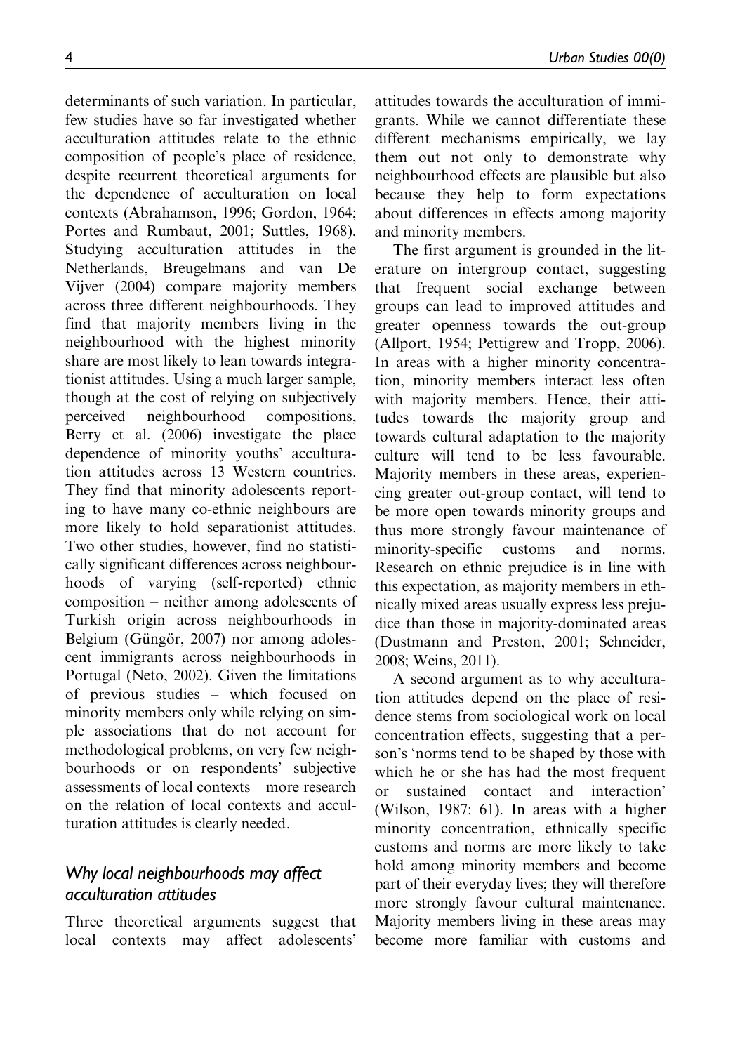determinants of such variation. In particular, few studies have so far investigated whether acculturation attitudes relate to the ethnic composition of people's place of residence, despite recurrent theoretical arguments for the dependence of acculturation on local contexts (Abrahamson, 1996; Gordon, 1964; Portes and Rumbaut, 2001; Suttles, 1968). Studying acculturation attitudes in the Netherlands, Breugelmans and van De Vijver (2004) compare majority members across three different neighbourhoods. They find that majority members living in the neighbourhood with the highest minority share are most likely to lean towards integrationist attitudes. Using a much larger sample, though at the cost of relying on subjectively perceived neighbourhood compositions, Berry et al. (2006) investigate the place dependence of minority youths' acculturation attitudes across 13 Western countries. They find that minority adolescents reporting to have many co-ethnic neighbours are more likely to hold separationist attitudes. Two other studies, however, find no statistically significant differences across neighbourhoods of varying (self-reported) ethnic composition – neither among adolescents of Turkish origin across neighbourhoods in Belgium (Güngör, 2007) nor among adolescent immigrants across neighbourhoods in Portugal (Neto, 2002). Given the limitations of previous studies – which focused on minority members only while relying on simple associations that do not account for methodological problems, on very few neighbourhoods or on respondents' subjective assessments of local contexts – more research on the relation of local contexts and acculturation attitudes is clearly needed.

### *Why local neighbourhoods may affect acculturation attitudes*

Three theoretical arguments suggest that local contexts may affect adolescents' attitudes towards the acculturation of immigrants. While we cannot differentiate these different mechanisms empirically, we lay them out not only to demonstrate why neighbourhood effects are plausible but also because they help to form expectations about differences in effects among majority and minority members.

The first argument is grounded in the literature on intergroup contact, suggesting that frequent social exchange between groups can lead to improved attitudes and greater openness towards the out-group (Allport, 1954; Pettigrew and Tropp, 2006). In areas with a higher minority concentration, minority members interact less often with majority members. Hence, their attitudes towards the majority group and towards cultural adaptation to the majority culture will tend to be less favourable. Majority members in these areas, experiencing greater out-group contact, will tend to be more open towards minority groups and thus more strongly favour maintenance of minority-specific customs and norms. Research on ethnic prejudice is in line with this expectation, as majority members in ethnically mixed areas usually express less prejudice than those in majority-dominated areas (Dustmann and Preston, 2001; Schneider, 2008; Weins, 2011).

A second argument as to why acculturation attitudes depend on the place of residence stems from sociological work on local concentration effects, suggesting that a person's 'norms tend to be shaped by those with which he or she has had the most frequent or sustained contact and interaction' (Wilson, 1987: 61). In areas with a higher minority concentration, ethnically specific customs and norms are more likely to take hold among minority members and become part of their everyday lives; they will therefore more strongly favour cultural maintenance. Majority members living in these areas may become more familiar with customs and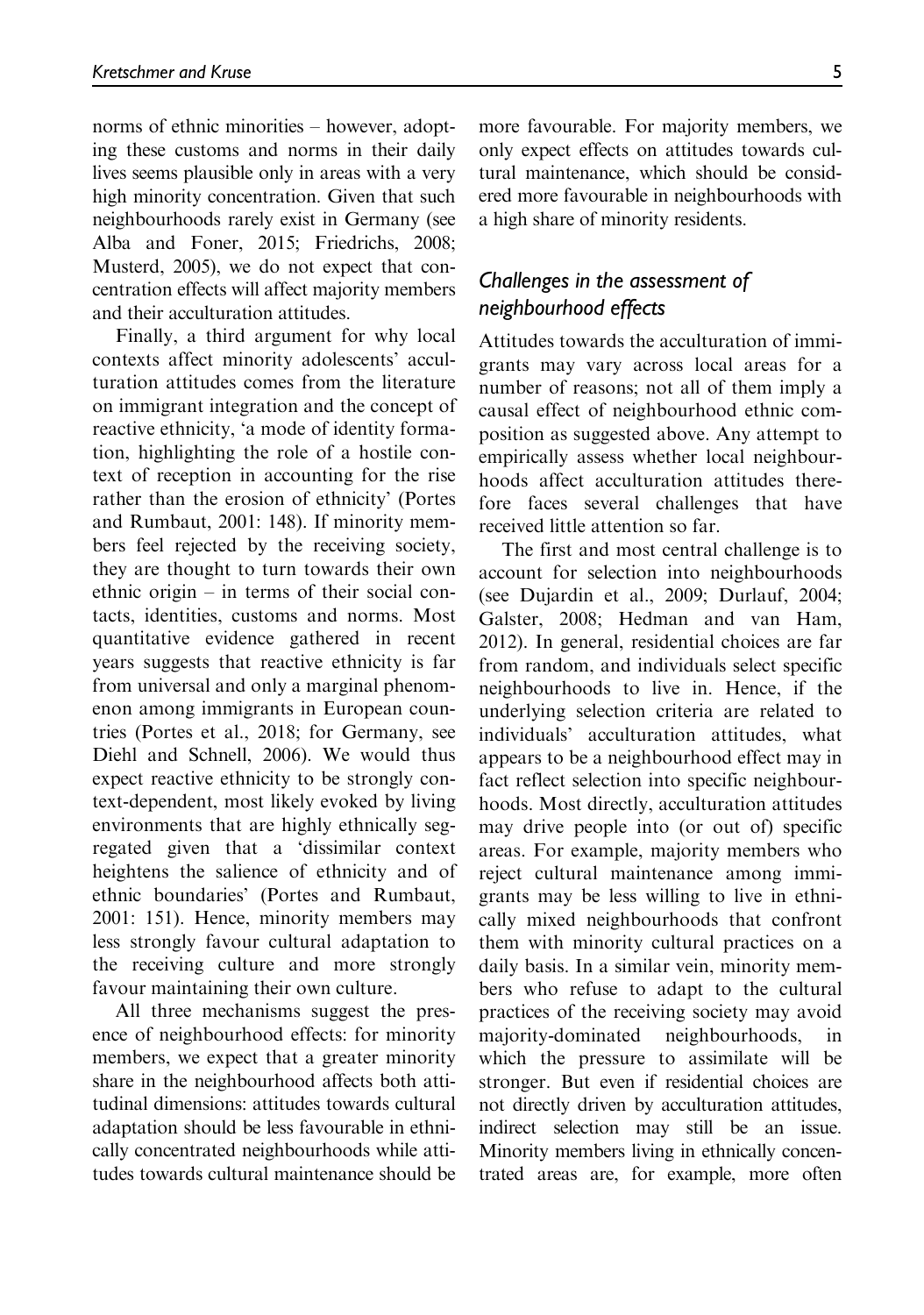norms of ethnic minorities – however, adopting these customs and norms in their daily lives seems plausible only in areas with a very high minority concentration. Given that such neighbourhoods rarely exist in Germany (see Alba and Foner, 2015; Friedrichs, 2008; Musterd, 2005), we do not expect that concentration effects will affect majority members and their acculturation attitudes.

Finally, a third argument for why local contexts affect minority adolescents' acculturation attitudes comes from the literature on immigrant integration and the concept of reactive ethnicity, 'a mode of identity formation, highlighting the role of a hostile context of reception in accounting for the rise rather than the erosion of ethnicity' (Portes and Rumbaut, 2001: 148). If minority members feel rejected by the receiving society, they are thought to turn towards their own ethnic origin – in terms of their social contacts, identities, customs and norms. Most quantitative evidence gathered in recent years suggests that reactive ethnicity is far from universal and only a marginal phenomenon among immigrants in European countries (Portes et al., 2018; for Germany, see Diehl and Schnell, 2006). We would thus expect reactive ethnicity to be strongly context-dependent, most likely evoked by living environments that are highly ethnically segregated given that a 'dissimilar context heightens the salience of ethnicity and of ethnic boundaries' (Portes and Rumbaut, 2001: 151). Hence, minority members may less strongly favour cultural adaptation to the receiving culture and more strongly favour maintaining their own culture.

All three mechanisms suggest the presence of neighbourhood effects: for minority members, we expect that a greater minority share in the neighbourhood affects both attitudinal dimensions: attitudes towards cultural adaptation should be less favourable in ethnically concentrated neighbourhoods while attitudes towards cultural maintenance should be more favourable. For majority members, we only expect effects on attitudes towards cultural maintenance, which should be considered more favourable in neighbourhoods with a high share of minority residents.

## *Challenges in the assessment of neighbourhood effects*

Attitudes towards the acculturation of immigrants may vary across local areas for a number of reasons; not all of them imply a causal effect of neighbourhood ethnic composition as suggested above. Any attempt to empirically assess whether local neighbourhoods affect acculturation attitudes therefore faces several challenges that have received little attention so far.

The first and most central challenge is to account for selection into neighbourhoods (see Dujardin et al., 2009; Durlauf, 2004; Galster, 2008; Hedman and van Ham, 2012). In general, residential choices are far from random, and individuals select specific neighbourhoods to live in. Hence, if the underlying selection criteria are related to individuals' acculturation attitudes, what appears to be a neighbourhood effect may in fact reflect selection into specific neighbourhoods. Most directly, acculturation attitudes may drive people into (or out of) specific areas. For example, majority members who reject cultural maintenance among immigrants may be less willing to live in ethnically mixed neighbourhoods that confront them with minority cultural practices on a daily basis. In a similar vein, minority members who refuse to adapt to the cultural practices of the receiving society may avoid majority-dominated neighbourhoods, in which the pressure to assimilate will be stronger. But even if residential choices are not directly driven by acculturation attitudes, indirect selection may still be an issue. Minority members living in ethnically concentrated areas are, for example, more often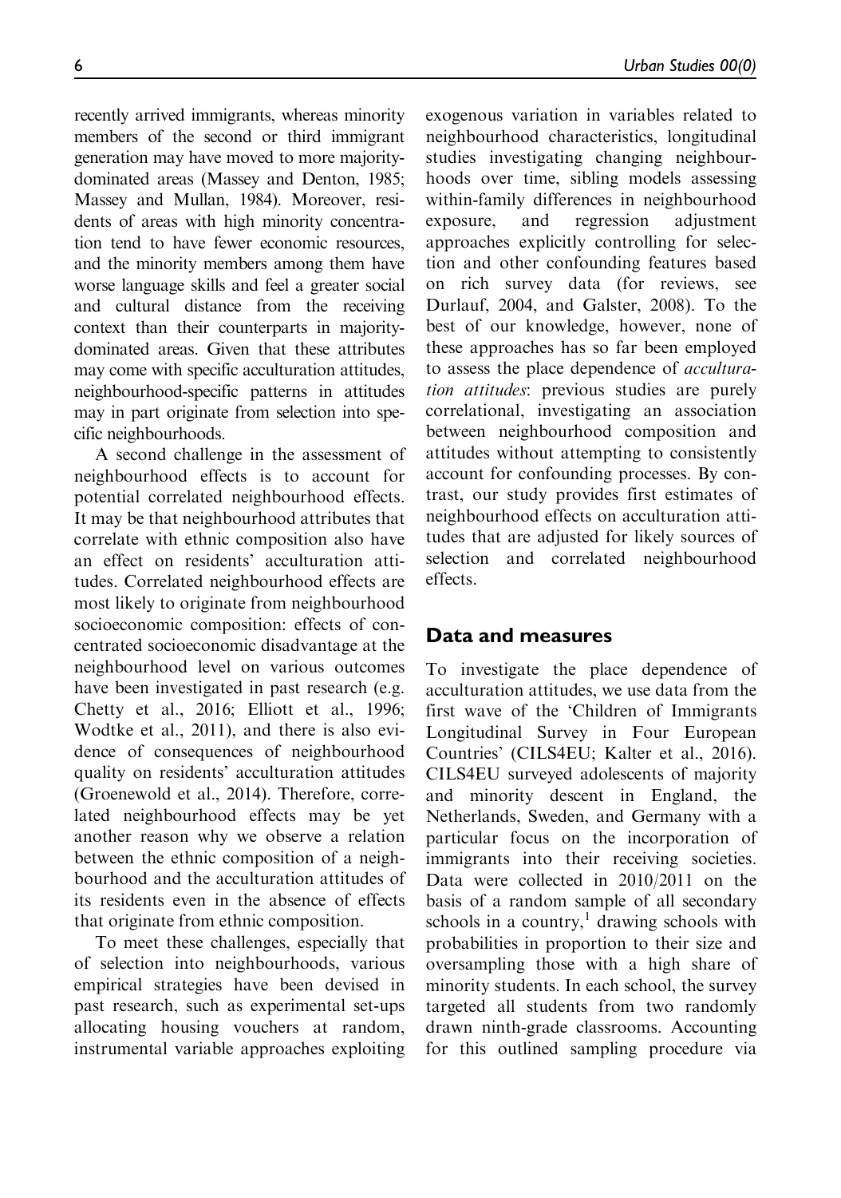recently arrived immigrants, whereas minority members of the second or third immigrant generation may have moved to more majority-dominated areas (Massey and Denton, 1985; Massey and Mullan, 1984). Moreover, residents of areas with high minority concentration tend to have fewer economic resources, and the minority members among them have worse language skills and feel a greater social and cultural distance from the receiving context than their counterparts in majority-dominated areas. Given that these attributes may come with specific acculturation attitudes, neighbourhood-specific patterns in attitudes may in part originate from selection into specific neighbourhoods.

A second challenge in the assessment of neighbourhood effects is to account for potential correlated neighbourhood effects. It may be that neighbourhood attributes that correlate with ethnic composition also have an effect on residents' acculturation attitudes. Correlated neighbourhood effects are most likely to originate from neighbourhood socioeconomic composition: effects of concentrated socioeconomic disadvantage at the neighbourhood level on various outcomes have been investigated in past research (e.g. Chetty et al., 2016; Elliott et al., 1996; Wodtke et al., 2011), and there is also evidence of consequences of neighbourhood quality on residents' acculturation attitudes (Groenewold et al., 2014). Therefore, correlated neighbourhood effects may be yet another reason why we observe a relation between the ethnic composition of a neighbourhood and the acculturation attitudes of its residents even in the absence of effects that originate from ethnic composition.

To meet these challenges, especially that of selection into neighbourhoods, various empirical strategies have been devised in past research, such as experimental set-ups allocating housing vouchers at random, instrumental variable approaches exploiting exogenous variation in variables related to neighbourhood characteristics, longitudinal studies investigating changing neighbourhoods over time, sibling models assessing within-family differences in neighbourhood exposure, and regression adjustment approaches explicitly controlling for selection and other confounding features based on rich survey data (for reviews, see Durlauf, 2004, and Galster, 2008). To the best of our knowledge, however, none of these approaches has so far been employed to assess the place dependence of *acculturation attitudes*: previous studies are purely correlational, investigating an association between neighbourhood composition and attitudes without attempting to consistently account for confounding processes. By contrast, our study provides first estimates of neighbourhood effects on acculturation attitudes that are adjusted for likely sources of selection and correlated neighbourhood effects.

## Data and measures

To investigate the place dependence of acculturation attitudes, we use data from the first wave of the 'Children of Immigrants Longitudinal Survey in Four European Countries' (CILS4EU; Kalter et al., 2016). CILS4EU surveyed adolescents of majority and minority descent in England, the Netherlands, Sweden, and Germany with a particular focus on the incorporation of immigrants into their receiving societies. Data were collected in 2010/2011 on the basis of a random sample of all secondary schools in a country,[1] drawing schools with probabilities in proportion to their size and oversampling those with a high share of minority students. In each school, the survey targeted all students from two randomly drawn ninth-grade classrooms. Accounting for this outlined sampling procedure via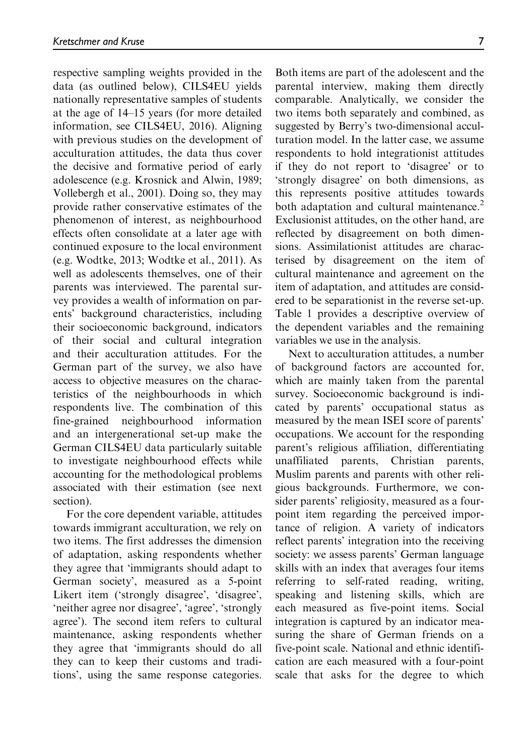respective sampling weights provided in the data (as outlined below), CILS4EU yields nationally representative samples of students at the age of 14–15 years (for more detailed information, see CILS4EU, 2016). Aligning with previous studies on the development of acculturation attitudes, the data thus cover the decisive and formative period of early adolescence (e.g. Krosnick and Alwin, 1989; Vollebergh et al., 2001). Doing so, they may provide rather conservative estimates of the phenomenon of interest, as neighbourhood effects often consolidate at a later age with continued exposure to the local environment (e.g. Wodtke, 2013; Wodtke et al., 2011). As well as adolescents themselves, one of their parents was interviewed. The parental survey provides a wealth of information on parents' background characteristics, including their socioeconomic background, indicators of their social and cultural integration and their acculturation attitudes. For the German part of the survey, we also have access to objective measures on the characteristics of the neighbourhoods in which respondents live. The combination of this fine-grained neighbourhood information and an intergenerational set-up make the German CILS4EU data particularly suitable to investigate neighbourhood effects while accounting for the methodological problems associated with their estimation (see next section).

For the core dependent variable, attitudes towards immigrant acculturation, we rely on two items. The first addresses the dimension of adaptation, asking respondents whether they agree that 'immigrants should adapt to German society', measured as a 5-point Likert item ('strongly disagree', 'disagree', 'neither agree nor disagree', 'agree', 'strongly agree'). The second item refers to cultural maintenance, asking respondents whether they agree that 'immigrants should do all they can to keep their customs and traditions', using the same response categories. Both items are part of the adolescent and the parental interview, making them directly comparable. Analytically, we consider the two items both separately and combined, as suggested by Berry's two-dimensional acculturation model. In the latter case, we assume respondents to hold integrationist attitudes if they do not report to 'disagree' or to 'strongly disagree' on both dimensions, as this represents positive attitudes towards both adaptation and cultural maintenance.[2] Exclusionist attitudes, on the other hand, are reflected by disagreement on both dimensions. Assimilationist attitudes are characterised by disagreement on the item of cultural maintenance and agreement on the item of adaptation, and attitudes are considered to be separationist in the reverse set-up. Table 1 provides a descriptive overview of the dependent variables and the remaining variables we use in the analysis.

Next to acculturation attitudes, a number of background factors are accounted for, which are mainly taken from the parental survey. Socioeconomic background is indicated by parents' occupational status as measured by the mean ISEI score of parents' occupations. We account for the responding parent's religious affiliation, differentiating unaffiliated parents, Christian parents, Muslim parents and parents with other religious backgrounds. Furthermore, we consider parents' religiosity, measured as a four-point item regarding the perceived importance of religion. A variety of indicators reflect parents' integration into the receiving society: we assess parents' German language skills with an index that averages four items referring to self-rated reading, writing, speaking and listening skills, which are each measured as five-point items. Social integration is captured by an indicator measuring the share of German friends on a five-point scale. National and ethnic identification are each measured with a four-point scale that asks for the degree to which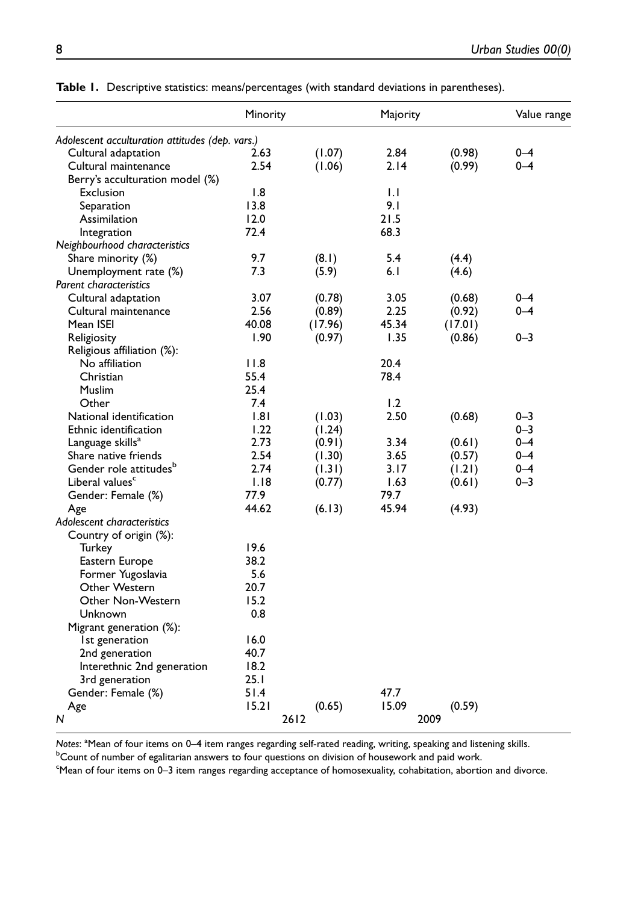**Table 1.** Descriptive statistics: means/percentages (with standard deviations in parentheses).

| | Minority | | Majority | | Value range |
|---|---|---|---|---|---|
| *Adolescent acculturation attitudes (dep. vars.)* | | | | | |
| Cultural adaptation | 2.63 | (1.07) | 2.84 | (0.98) | 0–4 |
| Cultural maintenance | 2.54 | (1.06) | 2.14 | (0.99) | 0–4 |
| Berry's acculturation model (%) | | | | | |
| Exclusion | 1.8 | | 1.1 | | |
| Separation | 13.8 | | 9.1 | | |
| Assimilation | 12.0 | | 21.5 | | |
| Integration | 72.4 | | 68.3 | | |
| *Neighbourhood characteristics* | | | | | |
| Share minority (%) | 9.7 | (8.1) | 5.4 | (4.4) | |
| Unemployment rate (%) | 7.3 | (5.9) | 6.1 | (4.6) | |
| *Parent characteristics* | | | | | |
| Cultural adaptation | 3.07 | (0.78) | 3.05 | (0.68) | 0–4 |
| Cultural maintenance | 2.56 | (0.89) | 2.25 | (0.92) | 0–4 |
| Mean ISEI | 40.08 | (17.96) | 45.34 | (17.01) | |
| Religiosity | 1.90 | (0.97) | 1.35 | (0.86) | 0–3 |
| Religious affiliation (%): | | | | | |
| No affiliation | 11.8 | | 20.4 | | |
| Christian | 55.4 | | 78.4 | | |
| Muslim | 25.4 | | | | |
| Other | 7.4 | | 1.2 | | |
| National identification | 1.81 | (1.03) | 2.50 | (0.68) | 0–3 |
| Ethnic identification | 1.22 | (1.24) | | | 0–3 |
| Language skills[a] | 2.73 | (0.91) | 3.34 | (0.61) | 0–4 |
| Share native friends | 2.54 | (1.30) | 3.65 | (0.57) | 0–4 |
| Gender role attitudes[b] | 2.74 | (1.31) | 3.17 | (1.21) | 0–4 |
| Liberal values[c] | 1.18 | (0.77) | 1.63 | (0.61) | 0–3 |
| Gender: Female (%) | 77.9 | | 79.7 | | |
| Age | 44.62 | (6.13) | 45.94 | (4.93) | |
| *Adolescent characteristics* | | | | | |
| Country of origin (%): | | | | | |
| Turkey | 19.6 | | | | |
| Eastern Europe | 38.2 | | | | |
| Former Yugoslavia | 5.6 | | | | |
| Other Western | 20.7 | | | | |
| Other Non-Western | 15.2 | | | | |
| Unknown | 0.8 | | | | |
| Migrant generation (%): | | | | | |
| 1st generation | 16.0 | | | | |
| 2nd generation | 40.7 | | | | |
| Interethnic 2nd generation | 18.2 | | | | |
| 3rd generation | 25.1 | | | | |
| Gender: Female (%) | 51.4 | | 47.7 | | |
| Age | 15.21 | (0.65) | 15.09 | (0.59) | |
| *N* | 2612 | | 2009 | | |

*Notes*: [a]Mean of four items on 0–4 item ranges regarding self-rated reading, writing, speaking and listening skills.
[b]Count of number of egalitarian answers to four questions on division of housework and paid work.
[c]Mean of four items on 0–3 item ranges regarding acceptance of homosexuality, cohabitation, abortion and divorce.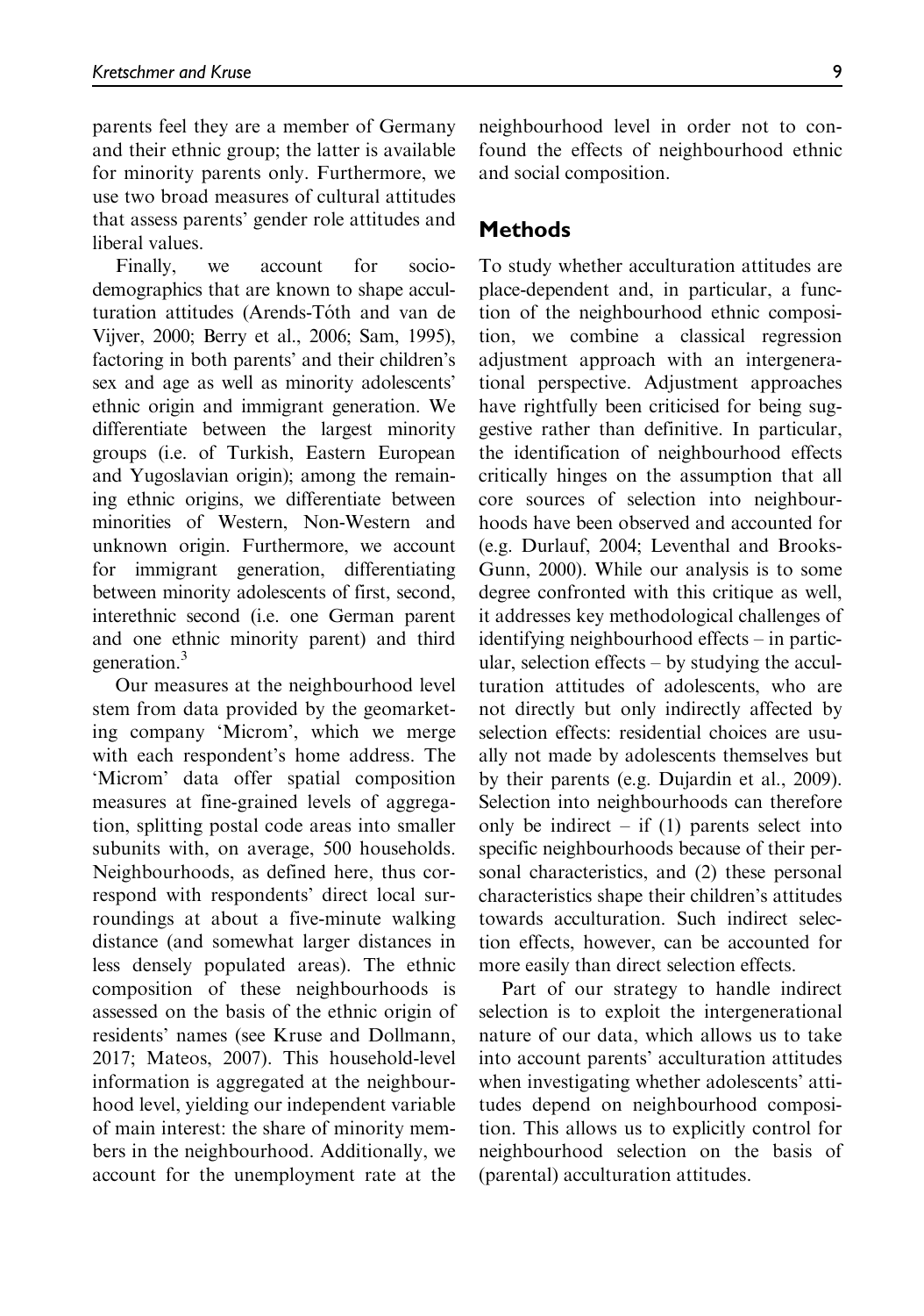parents feel they are a member of Germany and their ethnic group; the latter is available for minority parents only. Furthermore, we use two broad measures of cultural attitudes that assess parents' gender role attitudes and liberal values.

Finally, we account for sociodemographics that are known to shape acculturation attitudes (Arends-Tóth and van de Vijver, 2000; Berry et al., 2006; Sam, 1995), factoring in both parents' and their children's sex and age as well as minority adolescents' ethnic origin and immigrant generation. We differentiate between the largest minority groups (i.e. of Turkish, Eastern European and Yugoslavian origin); among the remaining ethnic origins, we differentiate between minorities of Western, Non-Western and unknown origin. Furthermore, we account for immigrant generation, differentiating between minority adolescents of first, second, interethnic second (i.e. one German parent and one ethnic minority parent) and third generation.[3]

Our measures at the neighbourhood level stem from data provided by the geomarketing company 'Microm', which we merge with each respondent's home address. The 'Microm' data offer spatial composition measures at fine-grained levels of aggregation, splitting postal code areas into smaller subunits with, on average, 500 households. Neighbourhoods, as defined here, thus correspond with respondents' direct local surroundings at about a five-minute walking distance (and somewhat larger distances in less densely populated areas). The ethnic composition of these neighbourhoods is assessed on the basis of the ethnic origin of residents' names (see Kruse and Dollmann, 2017; Mateos, 2007). This household-level information is aggregated at the neighbourhood level, yielding our independent variable of main interest: the share of minority members in the neighbourhood. Additionally, we account for the unemployment rate at the neighbourhood level in order not to confound the effects of neighbourhood ethnic and social composition.

## Methods

To study whether acculturation attitudes are place-dependent and, in particular, a function of the neighbourhood ethnic composition, we combine a classical regression adjustment approach with an intergenerational perspective. Adjustment approaches have rightfully been criticised for being suggestive rather than definitive. In particular, the identification of neighbourhood effects critically hinges on the assumption that all core sources of selection into neighbourhoods have been observed and accounted for (e.g. Durlauf, 2004; Leventhal and Brooks-Gunn, 2000). While our analysis is to some degree confronted with this critique as well, it addresses key methodological challenges of identifying neighbourhood effects – in particular, selection effects – by studying the acculturation attitudes of adolescents, who are not directly but only indirectly affected by selection effects: residential choices are usually not made by adolescents themselves but by their parents (e.g. Dujardin et al., 2009). Selection into neighbourhoods can therefore only be indirect – if (1) parents select into specific neighbourhoods because of their personal characteristics, and (2) these personal characteristics shape their children's attitudes towards acculturation. Such indirect selection effects, however, can be accounted for more easily than direct selection effects.

Part of our strategy to handle indirect selection is to exploit the intergenerational nature of our data, which allows us to take into account parents' acculturation attitudes when investigating whether adolescents' attitudes depend on neighbourhood composition. This allows us to explicitly control for neighbourhood selection on the basis of (parental) acculturation attitudes.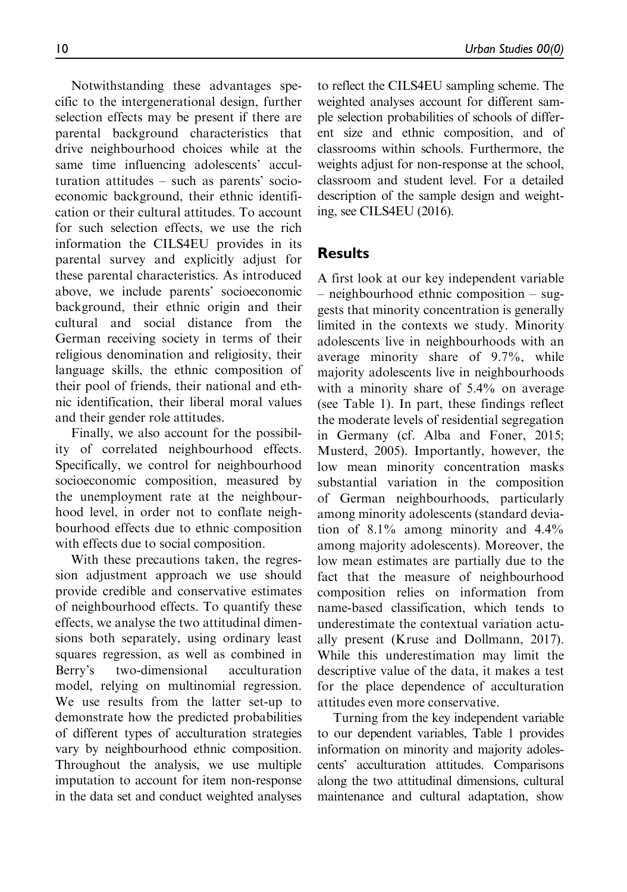Notwithstanding these advantages specific to the intergenerational design, further selection effects may be present if there are parental background characteristics that drive neighbourhood choices while at the same time influencing adolescents' acculturation attitudes – such as parents' socioeconomic background, their ethnic identification or their cultural attitudes. To account for such selection effects, we use the rich information the CILS4EU provides in its parental survey and explicitly adjust for these parental characteristics. As introduced above, we include parents' socioeconomic background, their ethnic origin and their cultural and social distance from the German receiving society in terms of their religious denomination and religiosity, their language skills, the ethnic composition of their pool of friends, their national and ethnic identification, their liberal moral values and their gender role attitudes.

Finally, we also account for the possibility of correlated neighbourhood effects. Specifically, we control for neighbourhood socioeconomic composition, measured by the unemployment rate at the neighbourhood level, in order not to conflate neighbourhood effects due to ethnic composition with effects due to social composition.

With these precautions taken, the regression adjustment approach we use should provide credible and conservative estimates of neighbourhood effects. To quantify these effects, we analyse the two attitudinal dimensions both separately, using ordinary least squares regression, as well as combined in Berry's two-dimensional acculturation model, relying on multinomial regression. We use results from the latter set-up to demonstrate how the predicted probabilities of different types of acculturation strategies vary by neighbourhood ethnic composition. Throughout the analysis, we use multiple imputation to account for item non-response in the data set and conduct weighted analyses to reflect the CILS4EU sampling scheme. The weighted analyses account for different sample selection probabilities of schools of different size and ethnic composition, and of classrooms within schools. Furthermore, the weights adjust for non-response at the school, classroom and student level. For a detailed description of the sample design and weighting, see CILS4EU (2016).

## Results

A first look at our key independent variable – neighbourhood ethnic composition – suggests that minority concentration is generally limited in the contexts we study. Minority adolescents live in neighbourhoods with an average minority share of 9.7%, while majority adolescents live in neighbourhoods with a minority share of 5.4% on average (see Table 1). In part, these findings reflect the moderate levels of residential segregation in Germany (cf. Alba and Foner, 2015; Musterd, 2005). Importantly, however, the low mean minority concentration masks substantial variation in the composition of German neighbourhoods, particularly among minority adolescents (standard deviation of 8.1% among minority and 4.4% among majority adolescents). Moreover, the low mean estimates are partially due to the fact that the measure of neighbourhood composition relies on information from name-based classification, which tends to underestimate the contextual variation actually present (Kruse and Dollmann, 2017). While this underestimation may limit the descriptive value of the data, it makes a test for the place dependence of acculturation attitudes even more conservative.

Turning from the key independent variable to our dependent variables, Table 1 provides information on minority and majority adolescents' acculturation attitudes. Comparisons along the two attitudinal dimensions, cultural maintenance and cultural adaptation, show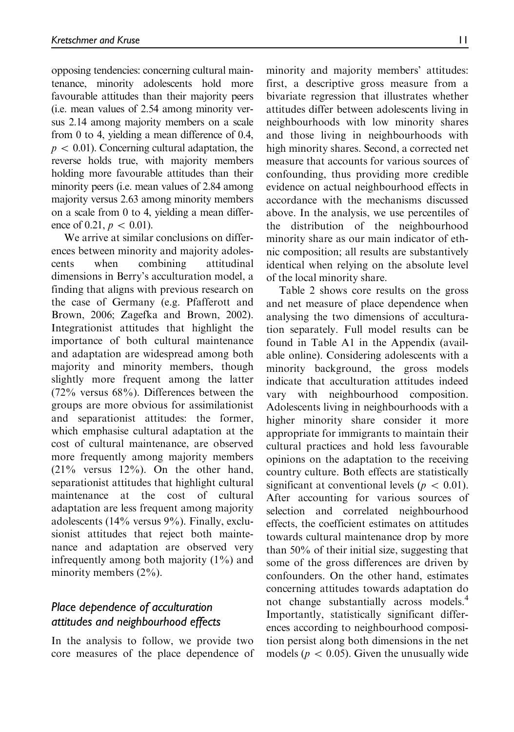opposing tendencies: concerning cultural maintenance, minority adolescents hold more favourable attitudes than their majority peers (i.e. mean values of 2.54 among minority versus 2.14 among majority members on a scale from 0 to 4, yielding a mean difference of 0.4, $p < 0.01$). Concerning cultural adaptation, the reverse holds true, with majority members holding more favourable attitudes than their minority peers (i.e. mean values of 2.84 among majority versus 2.63 among minority members on a scale from 0 to 4, yielding a mean difference of 0.21, $p < 0.01$).

We arrive at similar conclusions on differences between minority and majority adolescents when combining attitudinal dimensions in Berry's acculturation model, a finding that aligns with previous research on the case of Germany (e.g. Pfafferott and Brown, 2006; Zagefka and Brown, 2002). Integrationist attitudes that highlight the importance of both cultural maintenance and adaptation are widespread among both majority and minority members, though slightly more frequent among the latter (72% versus 68%). Differences between the groups are more obvious for assimilationist and separationist attitudes: the former, which emphasise cultural adaptation at the cost of cultural maintenance, are observed more frequently among majority members (21% versus 12%). On the other hand, separationist attitudes that highlight cultural maintenance at the cost of cultural adaptation are less frequent among majority adolescents (14% versus 9%). Finally, exclusionist attitudes that reject both maintenance and adaptation are observed very infrequently among both majority (1%) and minority members (2%).

## *Place dependence of acculturation attitudes and neighbourhood effects*

In the analysis to follow, we provide two core measures of the place dependence of minority and majority members' attitudes: first, a descriptive gross measure from a bivariate regression that illustrates whether attitudes differ between adolescents living in neighbourhoods with low minority shares and those living in neighbourhoods with high minority shares. Second, a corrected net measure that accounts for various sources of confounding, thus providing more credible evidence on actual neighbourhood effects in accordance with the mechanisms discussed above. In the analysis, we use percentiles of the distribution of the neighbourhood minority share as our main indicator of ethnic composition; all results are substantively identical when relying on the absolute level of the local minority share.

Table 2 shows core results on the gross and net measure of place dependence when analysing the two dimensions of acculturation separately. Full model results can be found in Table A1 in the Appendix (available online). Considering adolescents with a minority background, the gross models indicate that acculturation attitudes indeed vary with neighbourhood composition. Adolescents living in neighbourhoods with a higher minority share consider it more appropriate for immigrants to maintain their cultural practices and hold less favourable opinions on the adaptation to the receiving country culture. Both effects are statistically significant at conventional levels ($p < 0.01$). After accounting for various sources of selection and correlated neighbourhood effects, the coefficient estimates on attitudes towards cultural maintenance drop by more than 50% of their initial size, suggesting that some of the gross differences are driven by confounders. On the other hand, estimates concerning attitudes towards adaptation do not change substantially across models.[4] Importantly, statistically significant differences according to neighbourhood composition persist along both dimensions in the net models ($p < 0.05$). Given the unusually wide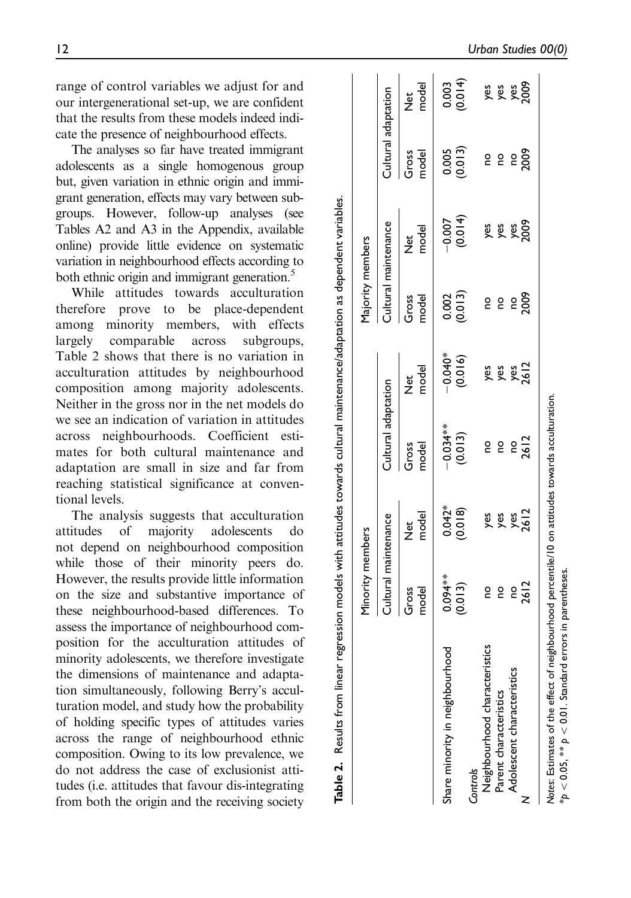range of control variables we adjust for and our intergenerational set-up, we are confident that the results from these models indeed indicate the presence of neighbourhood effects.

The analyses so far have treated immigrant adolescents as a single homogenous group but, given variation in ethnic origin and immigrant generation, effects may vary between subgroups. However, follow-up analyses (see Tables A2 and A3 in the Appendix, available online) provide little evidence on systematic variation in neighbourhood effects according to both ethnic origin and immigrant generation.[5]

While attitudes towards acculturation therefore prove to be place-dependent among minority members, with effects largely comparable across subgroups, Table 2 shows that there is no variation in acculturation attitudes by neighbourhood composition among majority adolescents. Neither in the gross nor in the net models do we see an indication of variation in attitudes across neighbourhoods. Coefficient estimates for both cultural maintenance and adaptation are small in size and far from reaching statistical significance at conventional levels.

The analysis suggests that acculturation attitudes of majority adolescents do not depend on neighbourhood composition while those of their minority peers do. However, the results provide little information on the size and substantive importance of these neighbourhood-based differences. To assess the importance of neighbourhood composition for the acculturation attitudes of minority adolescents, we therefore investigate the dimensions of maintenance and adaptation simultaneously, following Berry's acculturation model, and study how the probability of holding specific types of attitudes varies across the range of neighbourhood ethnic composition. Owing to its low prevalence, we do not address the case of exclusionist attitudes (i.e. attitudes that favour dis-integrating from both the origin and the receiving society

**Table 2.** Results from linear regression models with attitudes towards cultural maintenance/adaptation as dependent variables.

| | Minority members | | | | Majority members | | | |
|---|---|---|---|---|---|---|---|---|
| | Cultural maintenance | | Cultural adaptation | | Cultural maintenance | | Cultural adaptation | |
| | Gross model | Net model | Gross model | Net model | Gross model | Net model | Gross model | Net model |
| Share minority in neighbourhood | 0.094** (0.013) | 0.042* (0.018) | −0.034** (0.013) | −0.040* (0.016) | 0.002 (0.013) | −0.007 (0.014) | 0.005 (0.013) | 0.003 (0.014) |
| *Controls* | | | | | | | | |
| Neighbourhood characteristics | no | yes | no | yes | no | yes | no | yes |
| Parent characteristics | no | yes | no | yes | no | yes | no | yes |
| Adolescent characteristics | no | yes | no | yes | no | yes | no | yes |
| N | 2612 | 2612 | 2612 | 2612 | 2009 | 2009 | 2009 | 2009 |

*Notes*: Estimates of the effect of neighbourhood percentile/10 on attitudes towards acculturation.
*$p < 0.05$, ** $p < 0.01$. Standard errors in parentheses.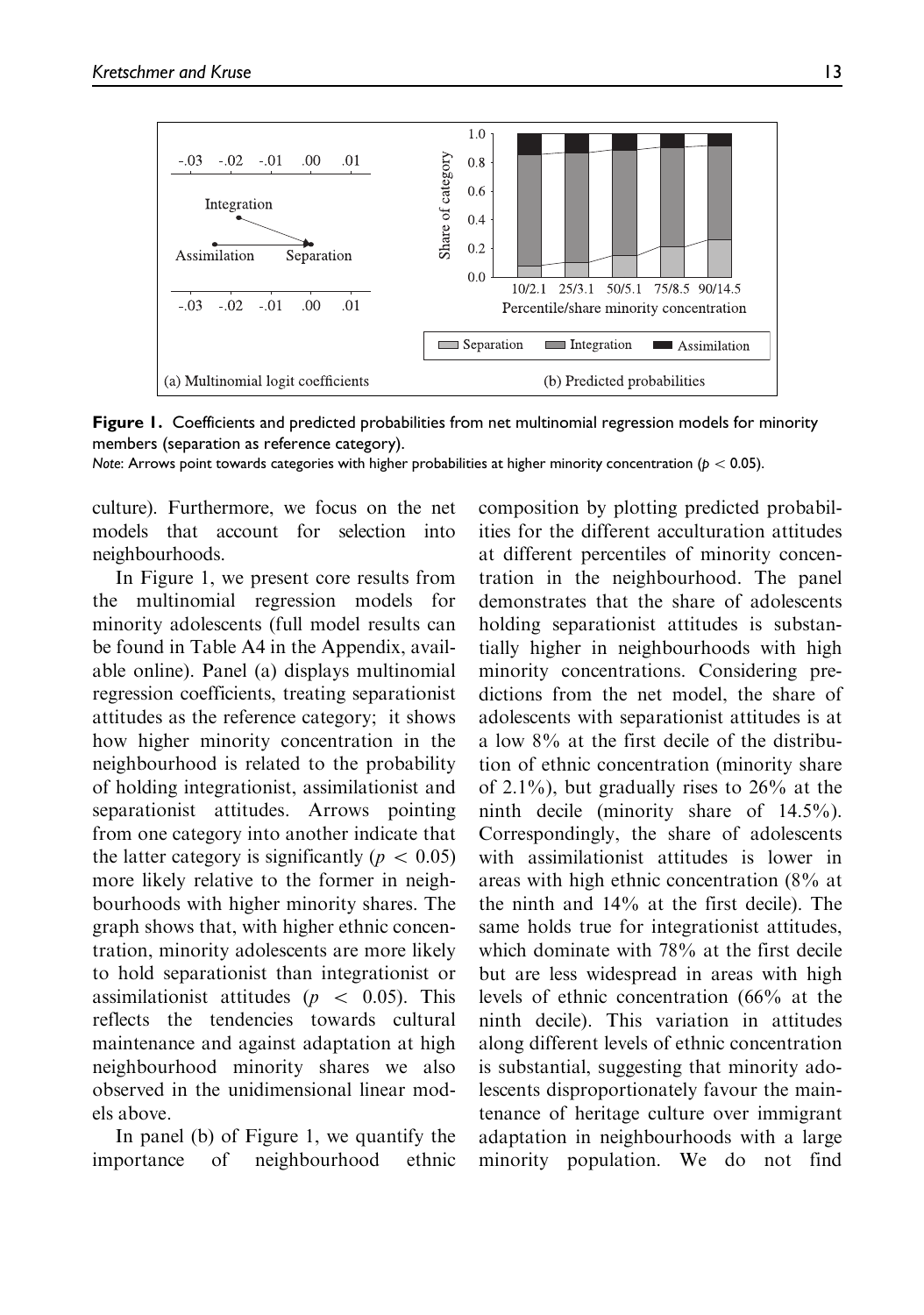**Figure 1.** Coefficients and predicted probabilities from net multinomial regression models for minority members (separation as reference category).

*Note*: Arrows point towards categories with higher probabilities at higher minority concentration ($p < 0.05$).

culture). Furthermore, we focus on the net models that account for selection into neighbourhoods.

In Figure 1, we present core results from the multinomial regression models for minority adolescents (full model results can be found in Table A4 in the Appendix, available online). Panel (a) displays multinomial regression coefficients, treating separationist attitudes as the reference category; it shows how higher minority concentration in the neighbourhood is related to the probability of holding integrationist, assimilationist and separationist attitudes. Arrows pointing from one category into another indicate that the latter category is significantly ($p < 0.05$) more likely relative to the former in neighbourhoods with higher minority shares. The graph shows that, with higher ethnic concentration, minority adolescents are more likely to hold separationist than integrationist or assimilationist attitudes ($p < 0.05$). This reflects the tendencies towards cultural maintenance and against adaptation at high neighbourhood minority shares we also observed in the unidimensional linear models above.

In panel (b) of Figure 1, we quantify the importance of neighbourhood ethnic composition by plotting predicted probabilities for the different acculturation attitudes at different percentiles of minority concentration in the neighbourhood. The panel demonstrates that the share of adolescents holding separationist attitudes is substantially higher in neighbourhoods with high minority concentrations. Considering predictions from the net model, the share of adolescents with separationist attitudes is at a low 8% at the first decile of the distribution of ethnic concentration (minority share of 2.1%), but gradually rises to 26% at the ninth decile (minority share of 14.5%). Correspondingly, the share of adolescents with assimilationist attitudes is lower in areas with high ethnic concentration (8% at the ninth and 14% at the first decile). The same holds true for integrationist attitudes, which dominate with 78% at the first decile but are less widespread in areas with high levels of ethnic concentration (66% at the ninth decile). This variation in attitudes along different levels of ethnic concentration is substantial, suggesting that minority adolescents disproportionately favour the maintenance of heritage culture over immigrant adaptation in neighbourhoods with a large minority population. We do not find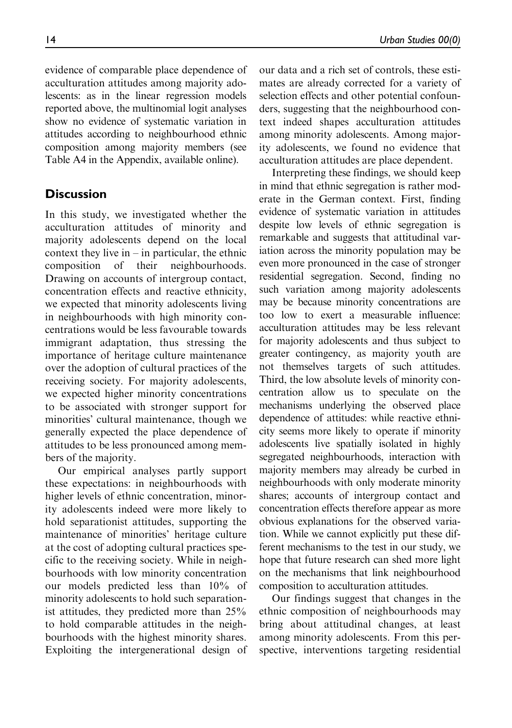evidence of comparable place dependence of acculturation attitudes among majority adolescents: as in the linear regression models reported above, the multinomial logit analyses show no evidence of systematic variation in attitudes according to neighbourhood ethnic composition among majority members (see Table A4 in the Appendix, available online).

## Discussion

In this study, we investigated whether the acculturation attitudes of minority and majority adolescents depend on the local context they live in – in particular, the ethnic composition of their neighbourhoods. Drawing on accounts of intergroup contact, concentration effects and reactive ethnicity, we expected that minority adolescents living in neighbourhoods with high minority concentrations would be less favourable towards immigrant adaptation, thus stressing the importance of heritage culture maintenance over the adoption of cultural practices of the receiving society. For majority adolescents, we expected higher minority concentrations to be associated with stronger support for minorities' cultural maintenance, though we generally expected the place dependence of attitudes to be less pronounced among members of the majority.

Our empirical analyses partly support these expectations: in neighbourhoods with higher levels of ethnic concentration, minority adolescents indeed were more likely to hold separationist attitudes, supporting the maintenance of minorities' heritage culture at the cost of adopting cultural practices specific to the receiving society. While in neighbourhoods with low minority concentration our models predicted less than 10% of minority adolescents to hold such separationist attitudes, they predicted more than 25% to hold comparable attitudes in the neighbourhoods with the highest minority shares. Exploiting the intergenerational design of our data and a rich set of controls, these estimates are already corrected for a variety of selection effects and other potential confounders, suggesting that the neighbourhood context indeed shapes acculturation attitudes among minority adolescents. Among majority adolescents, we found no evidence that acculturation attitudes are place dependent.

Interpreting these findings, we should keep in mind that ethnic segregation is rather moderate in the German context. First, finding evidence of systematic variation in attitudes despite low levels of ethnic segregation is remarkable and suggests that attitudinal variation across the minority population may be even more pronounced in the case of stronger residential segregation. Second, finding no such variation among majority adolescents may be because minority concentrations are too low to exert a measurable influence: acculturation attitudes may be less relevant for majority adolescents and thus subject to greater contingency, as majority youth are not themselves targets of such attitudes. Third, the low absolute levels of minority concentration allow us to speculate on the mechanisms underlying the observed place dependence of attitudes: while reactive ethnicity seems more likely to operate if minority adolescents live spatially isolated in highly segregated neighbourhoods, interaction with majority members may already be curbed in neighbourhoods with only moderate minority shares; accounts of intergroup contact and concentration effects therefore appear as more obvious explanations for the observed variation. While we cannot explicitly put these different mechanisms to the test in our study, we hope that future research can shed more light on the mechanisms that link neighbourhood composition to acculturation attitudes.

Our findings suggest that changes in the ethnic composition of neighbourhoods may bring about attitudinal changes, at least among minority adolescents. From this perspective, interventions targeting residential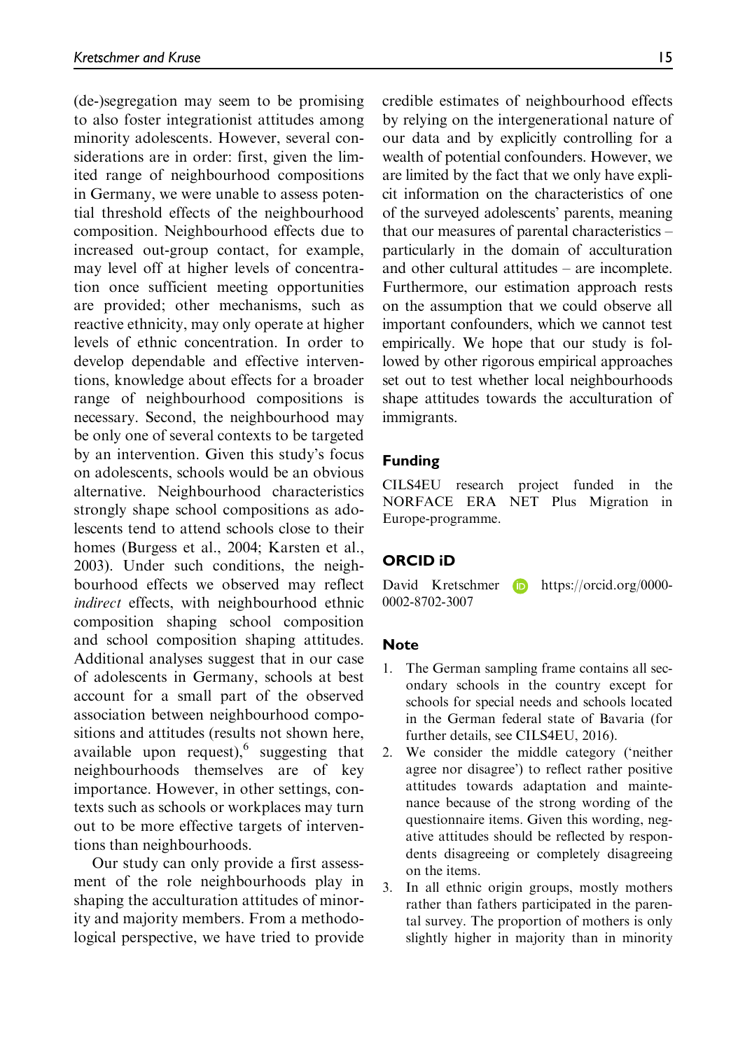(de-)segregation may seem to be promising to also foster integrationist attitudes among minority adolescents. However, several considerations are in order: first, given the limited range of neighbourhood compositions in Germany, we were unable to assess potential threshold effects of the neighbourhood composition. Neighbourhood effects due to increased out-group contact, for example, may level off at higher levels of concentration once sufficient meeting opportunities are provided; other mechanisms, such as reactive ethnicity, may only operate at higher levels of ethnic concentration. In order to develop dependable and effective interventions, knowledge about effects for a broader range of neighbourhood compositions is necessary. Second, the neighbourhood may be only one of several contexts to be targeted by an intervention. Given this study's focus on adolescents, schools would be an obvious alternative. Neighbourhood characteristics strongly shape school compositions as adolescents tend to attend schools close to their homes (Burgess et al., 2004; Karsten et al., 2003). Under such conditions, the neighbourhood effects we observed may reflect *indirect* effects, with neighbourhood ethnic composition shaping school composition and school composition shaping attitudes. Additional analyses suggest that in our case of adolescents in Germany, schools at best account for a small part of the observed association between neighbourhood compositions and attitudes (results not shown here, available upon request),[6] suggesting that neighbourhoods themselves are of key importance. However, in other settings, contexts such as schools or workplaces may turn out to be more effective targets of interventions than neighbourhoods.

Our study can only provide a first assessment of the role neighbourhoods play in shaping the acculturation attitudes of minority and majority members. From a methodological perspective, we have tried to provide credible estimates of neighbourhood effects by relying on the intergenerational nature of our data and by explicitly controlling for a wealth of potential confounders. However, we are limited by the fact that we only have explicit information on the characteristics of one of the surveyed adolescents' parents, meaning that our measures of parental characteristics – particularly in the domain of acculturation and other cultural attitudes – are incomplete. Furthermore, our estimation approach rests on the assumption that we could observe all important confounders, which we cannot test empirically. We hope that our study is followed by other rigorous empirical approaches set out to test whether local neighbourhoods shape attitudes towards the acculturation of immigrants.

## Funding

CILS4EU research project funded in the NORFACE ERA NET Plus Migration in Europe-programme.

## ORCID iD

David Kretschmer https://orcid.org/0000-0002-8702-3007

## Note

1. The German sampling frame contains all secondary schools in the country except for schools for special needs and schools located in the German federal state of Bavaria (for further details, see CILS4EU, 2016).
2. We consider the middle category ('neither agree nor disagree') to reflect rather positive attitudes towards adaptation and maintenance because of the strong wording of the questionnaire items. Given this wording, negative attitudes should be reflected by respondents disagreeing or completely disagreeing on the items.
3. In all ethnic origin groups, mostly mothers rather than fathers participated in the parental survey. The proportion of mothers is only slightly higher in majority than in minority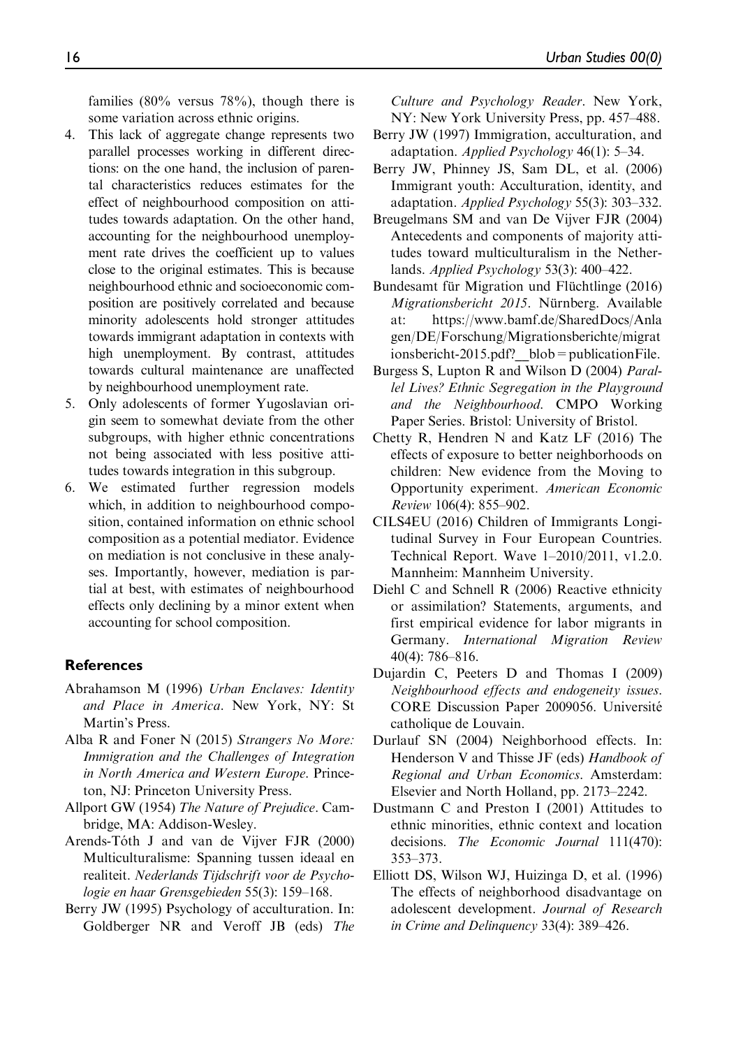families (80% versus 78%), though there is some variation across ethnic origins.

4. This lack of aggregate change represents two parallel processes working in different directions: on the one hand, the inclusion of parental characteristics reduces estimates for the effect of neighbourhood composition on attitudes towards adaptation. On the other hand, accounting for the neighbourhood unemployment rate drives the coefficient up to values close to the original estimates. This is because neighbourhood ethnic and socioeconomic composition are positively correlated and because minority adolescents hold stronger attitudes towards immigrant adaptation in contexts with high unemployment. By contrast, attitudes towards cultural maintenance are unaffected by neighbourhood unemployment rate.
5. Only adolescents of former Yugoslavian origin seem to somewhat deviate from the other subgroups, with higher ethnic concentrations not being associated with less positive attitudes towards integration in this subgroup.
6. We estimated further regression models which, in addition to neighbourhood composition, contained information on ethnic school composition as a potential mediator. Evidence on mediation is not conclusive in these analyses. Importantly, however, mediation is partial at best, with estimates of neighbourhood effects only declining by a minor extent when accounting for school composition.

## References

Abrahamson M (1996) *Urban Enclaves: Identity and Place in America*. New York, NY: St Martin's Press.

Alba R and Foner N (2015) *Strangers No More: Immigration and the Challenges of Integration in North America and Western Europe*. Princeton, NJ: Princeton University Press.

Allport GW (1954) *The Nature of Prejudice*. Cambridge, MA: Addison-Wesley.

Arends-Tóth J and van de Vijver FJR (2000) Multiculturalisme: Spanning tussen ideaal en realiteit. *Nederlands Tijdschrift voor de Psychologie en haar Grensgebieden* 55(3): 159–168.

Berry JW (1995) Psychology of acculturation. In: Goldberger NR and Veroff JB (eds) *The Culture and Psychology Reader*. New York, NY: New York University Press, pp. 457–488.

Berry JW (1997) Immigration, acculturation, and adaptation. *Applied Psychology* 46(1): 5–34.

Berry JW, Phinney JS, Sam DL, et al. (2006) Immigrant youth: Acculturation, identity, and adaptation. *Applied Psychology* 55(3): 303–332.

Breugelmans SM and van De Vijver FJR (2004) Antecedents and components of majority attitudes toward multiculturalism in the Netherlands. *Applied Psychology* 53(3): 400–422.

Bundesamt für Migration und Flüchtlinge (2016) *Migrationsbericht 2015*. Nürnberg. Available at: https://www.bamf.de/SharedDocs/Anlagen/DE/Forschung/Migrationsberichte/migrationsbericht-2015.pdf?__blob=publicationFile.

Burgess S, Lupton R and Wilson D (2004) *Parallel Lives? Ethnic Segregation in the Playground and the Neighbourhood*. CMPO Working Paper Series. Bristol: University of Bristol.

Chetty R, Hendren N and Katz LF (2016) The effects of exposure to better neighborhoods on children: New evidence from the Moving to Opportunity experiment. *American Economic Review* 106(4): 855–902.

CILS4EU (2016) Children of Immigrants Longitudinal Survey in Four European Countries. Technical Report. Wave 1–2010/2011, v1.2.0. Mannheim: Mannheim University.

Diehl C and Schnell R (2006) Reactive ethnicity or assimilation? Statements, arguments, and first empirical evidence for labor migrants in Germany. *International Migration Review* 40(4): 786–816.

Dujardin C, Peeters D and Thomas I (2009) *Neighbourhood effects and endogeneity issues*. CORE Discussion Paper 2009056. Université catholique de Louvain.

Durlauf SN (2004) Neighborhood effects. In: Henderson V and Thisse JF (eds) *Handbook of Regional and Urban Economics*. Amsterdam: Elsevier and North Holland, pp. 2173–2242.

Dustmann C and Preston I (2001) Attitudes to ethnic minorities, ethnic context and location decisions. *The Economic Journal* 111(470): 353–373.

Elliott DS, Wilson WJ, Huizinga D, et al. (1996) The effects of neighborhood disadvantage on adolescent development. *Journal of Research in Crime and Delinquency* 33(4): 389–426.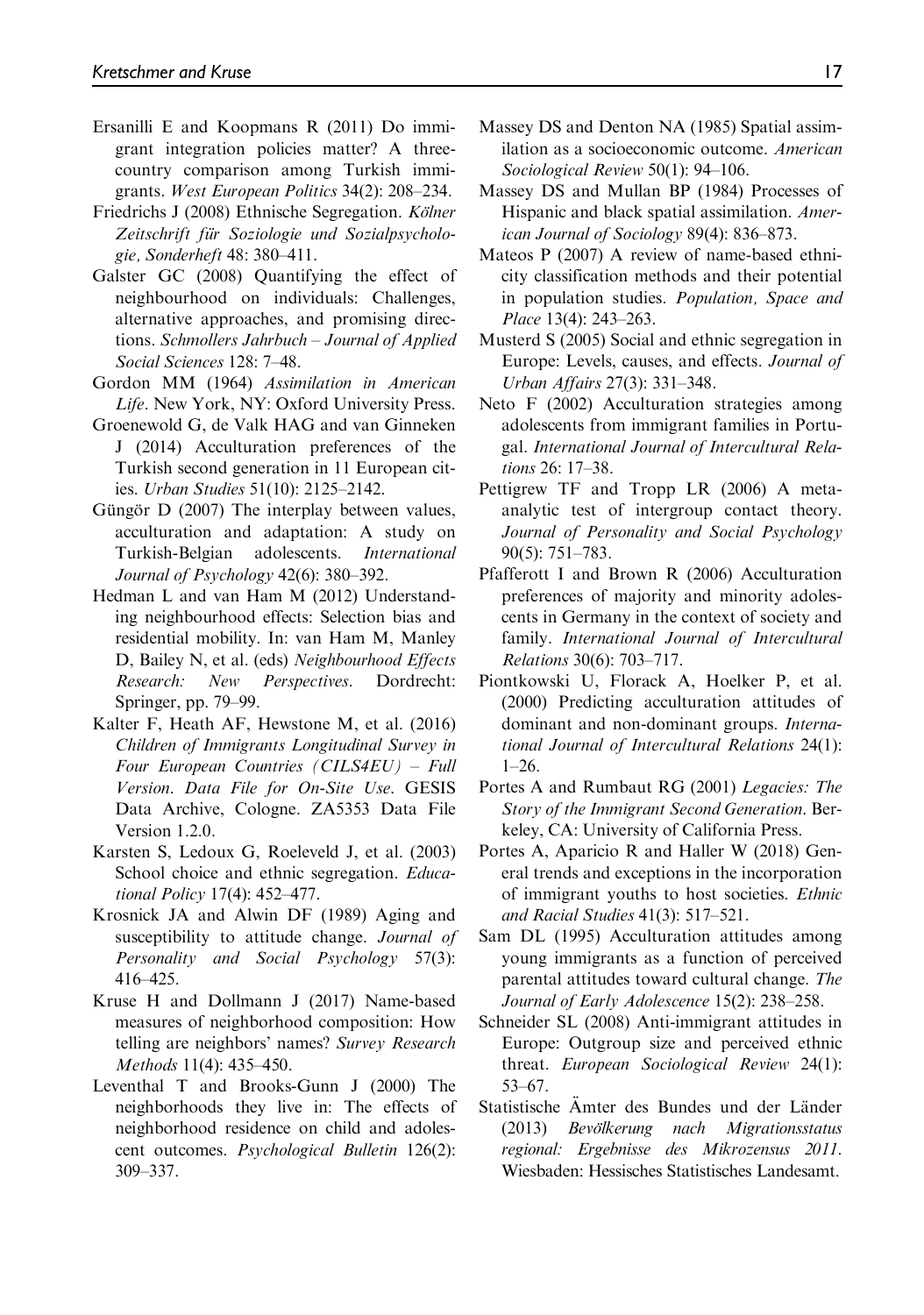Ersanilli E and Koopmans R (2011) Do immigrant integration policies matter? A three-country comparison among Turkish immigrants. *West European Politics* 34(2): 208–234.

Friedrichs J (2008) Ethnische Segregation. *Kölner Zeitschrift für Soziologie und Sozialpsychologie, Sonderheft* 48: 380–411.

Galster GC (2008) Quantifying the effect of neighbourhood on individuals: Challenges, alternative approaches, and promising directions. *Schmollers Jahrbuch – Journal of Applied Social Sciences* 128: 7–48.

Gordon MM (1964) *Assimilation in American Life*. New York, NY: Oxford University Press.

Groenewold G, de Valk HAG and van Ginneken J (2014) Acculturation preferences of the Turkish second generation in 11 European cities. *Urban Studies* 51(10): 2125–2142.

Güngör D (2007) The interplay between values, acculturation and adaptation: A study on Turkish-Belgian adolescents. *International Journal of Psychology* 42(6): 380–392.

Hedman L and van Ham M (2012) Understanding neighbourhood effects: Selection bias and residential mobility. In: van Ham M, Manley D, Bailey N, et al. (eds) *Neighbourhood Effects Research: New Perspectives*. Dordrecht: Springer, pp. 79–99.

Kalter F, Heath AF, Hewstone M, et al. (2016) *Children of Immigrants Longitudinal Survey in Four European Countries (CILS4EU) – Full Version. Data File for On-Site Use*. GESIS Data Archive, Cologne. ZA5353 Data File Version 1.2.0.

Karsten S, Ledoux G, Roeleveld J, et al. (2003) School choice and ethnic segregation. *Educational Policy* 17(4): 452–477.

Krosnick JA and Alwin DF (1989) Aging and susceptibility to attitude change. *Journal of Personality and Social Psychology* 57(3): 416–425.

Kruse H and Dollmann J (2017) Name-based measures of neighborhood composition: How telling are neighbors' names? *Survey Research Methods* 11(4): 435–450.

Leventhal T and Brooks-Gunn J (2000) The neighborhoods they live in: The effects of neighborhood residence on child and adolescent outcomes. *Psychological Bulletin* 126(2): 309–337.

Massey DS and Denton NA (1985) Spatial assimilation as a socioeconomic outcome. *American Sociological Review* 50(1): 94–106.

Massey DS and Mullan BP (1984) Processes of Hispanic and black spatial assimilation. *American Journal of Sociology* 89(4): 836–873.

Mateos P (2007) A review of name-based ethnicity classification methods and their potential in population studies. *Population, Space and Place* 13(4): 243–263.

Musterd S (2005) Social and ethnic segregation in Europe: Levels, causes, and effects. *Journal of Urban Affairs* 27(3): 331–348.

Neto F (2002) Acculturation strategies among adolescents from immigrant families in Portugal. *International Journal of Intercultural Relations* 26: 17–38.

Pettigrew TF and Tropp LR (2006) A meta-analytic test of intergroup contact theory. *Journal of Personality and Social Psychology* 90(5): 751–783.

Pfafferott I and Brown R (2006) Acculturation preferences of majority and minority adolescents in Germany in the context of society and family. *International Journal of Intercultural Relations* 30(6): 703–717.

Piontkowski U, Florack A, Hoelker P, et al. (2000) Predicting acculturation attitudes of dominant and non-dominant groups. *International Journal of Intercultural Relations* 24(1): 1–26.

Portes A and Rumbaut RG (2001) *Legacies: The Story of the Immigrant Second Generation*. Berkeley, CA: University of California Press.

Portes A, Aparicio R and Haller W (2018) General trends and exceptions in the incorporation of immigrant youths to host societies. *Ethnic and Racial Studies* 41(3): 517–521.

Sam DL (1995) Acculturation attitudes among young immigrants as a function of perceived parental attitudes toward cultural change. *The Journal of Early Adolescence* 15(2): 238–258.

Schneider SL (2008) Anti-immigrant attitudes in Europe: Outgroup size and perceived ethnic threat. *European Sociological Review* 24(1): 53–67.

Statistische Ämter des Bundes und der Länder (2013) *Bevölkerung nach Migrationsstatus regional: Ergebnisse des Mikrozensus 2011*. Wiesbaden: Hessisches Statistisches Landesamt.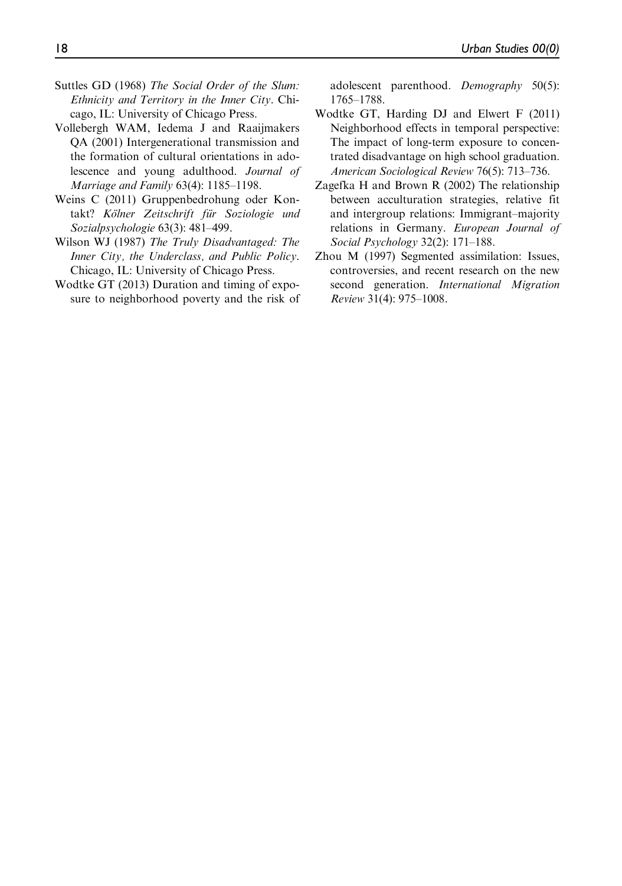Suttles GD (1968) *The Social Order of the Slum: Ethnicity and Territory in the Inner City*. Chicago, IL: University of Chicago Press.

Vollebergh WAM, Iedema J and Raaijmakers QA (2001) Intergenerational transmission and the formation of cultural orientations in adolescence and young adulthood. *Journal of Marriage and Family* 63(4): 1185–1198.

Weins C (2011) Gruppenbedrohung oder Kontakt? *Kölner Zeitschrift für Soziologie und Sozialpsychologie* 63(3): 481–499.

Wilson WJ (1987) *The Truly Disadvantaged: The Inner City, the Underclass, and Public Policy*. Chicago, IL: University of Chicago Press.

Wodtke GT (2013) Duration and timing of exposure to neighborhood poverty and the risk of adolescent parenthood. *Demography* 50(5): 1765–1788.

Wodtke GT, Harding DJ and Elwert F (2011) Neighborhood effects in temporal perspective: The impact of long-term exposure to concentrated disadvantage on high school graduation. *American Sociological Review* 76(5): 713–736.

Zagefka H and Brown R (2002) The relationship between acculturation strategies, relative fit and intergroup relations: Immigrant–majority relations in Germany. *European Journal of Social Psychology* 32(2): 171–188.

Zhou M (1997) Segmented assimilation: Issues, controversies, and recent research on the new second generation. *International Migration Review* 31(4): 975–1008.